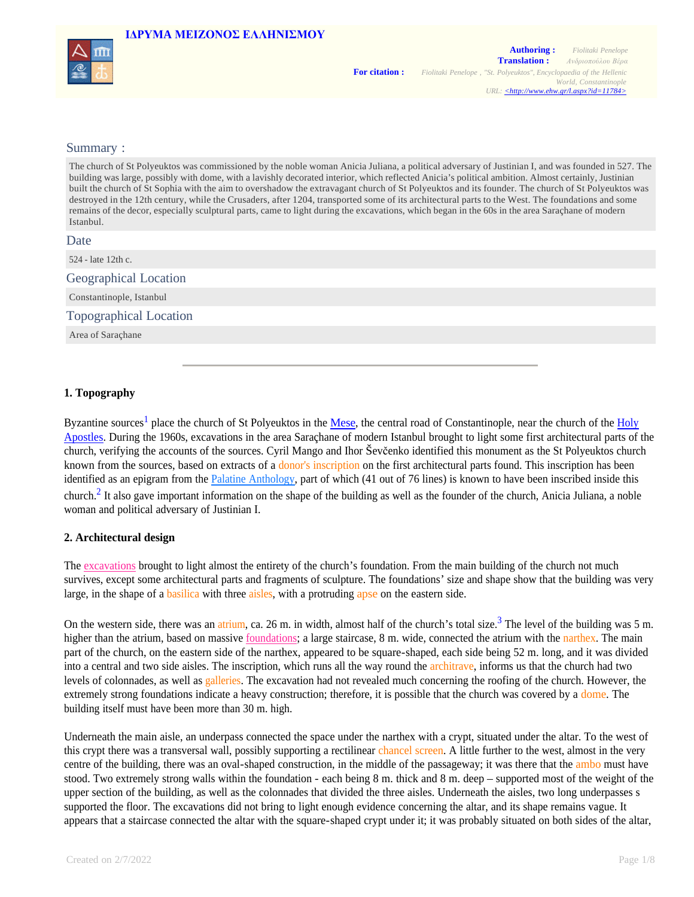ΙΔΡΥΜΑ ΜΕΙΖΟΝΟΣ ΕΛΛΗΝΙΣΜΟΥ

**Authoring :** Fiolitaki Penelope
**Translation :** Ανδριοπούλου Βέρα

**For citation :** Fiolitaki Penelope , "St. Polyeuktos", Encyclopaedia of the Hellenic World, Constantinople
URL: <http://www.ehw.gr/l.aspx?id=11784>

## Summary :

The church of St Polyeuktos was commissioned by the noble woman Anicia Juliana, a political adversary of Justinian I, and was founded in 527. The building was large, possibly with dome, with a lavishly decorated interior, which reflected Anicia's political ambition. Almost certainly, Justinian built the church of St Sophia with the aim to overshadow the extravagant church of St Polyeuktos and its founder. The church of St Polyeuktos was destroyed in the 12th century, while the Crusaders, after 1204, transported some of its architectural parts to the West. The foundations and some remains of the decor, especially sculptural parts, came to light during the excavations, which began in the 60s in the area Saraçhane of modern Istanbul.

## Date

524 - late 12th c.

## Geographical Location

Constantinople, Istanbul

## Topographical Location

Area of Saraçhane

---

### 1. Topography

Byzantine sources[1] place the church of St Polyeuktos in the Mese, the central road of Constantinople, near the church of the Holy Apostles. During the 1960s, excavations in the area Saraçhane of modern Istanbul brought to light some first architectural parts of the church, verifying the accounts of the sources. Cyril Mango and Ihor Ševčenko identified this monument as the St Polyeuktos church known from the sources, based on extracts of a donor's inscription on the first architectural parts found. This inscription has been identified as an epigram from the Palatine Anthology, part of which (41 out of 76 lines) is known to have been inscribed inside this church.[2] It also gave important information on the shape of the building as well as the founder of the church, Anicia Juliana, a noble woman and political adversary of Justinian I.

### 2. Architectural design

The excavations brought to light almost the entirety of the church's foundation. From the main building of the church not much survives, except some architectural parts and fragments of sculpture. The foundations' size and shape show that the building was very large, in the shape of a basilica with three aisles, with a protruding apse on the eastern side.

On the western side, there was an atrium, ca. 26 m. in width, almost half of the church's total size.[3] The level of the building was 5 m. higher than the atrium, based on massive foundations; a large staircase, 8 m. wide, connected the atrium with the narthex. The main part of the church, on the eastern side of the narthex, appeared to be square-shaped, each side being 52 m. long, and it was divided into a central and two side aisles. The inscription, which runs all the way round the architrave, informs us that the church had two levels of colonnades, as well as galleries. The excavation had not revealed much concerning the roofing of the church. However, the extremely strong foundations indicate a heavy construction; therefore, it is possible that the church was covered by a dome. The building itself must have been more than 30 m. high.

Underneath the main aisle, an underpass connected the space under the narthex with a crypt, situated under the altar. To the west of this crypt there was a transversal wall, possibly supporting a rectilinear chancel screen. A little further to the west, almost in the very centre of the building, there was an oval-shaped construction, in the middle of the passageway; it was there that the ambo must have stood. Two extremely strong walls within the foundation - each being 8 m. thick and 8 m. deep – supported most of the weight of the upper section of the building, as well as the colonnades that divided the three aisles. Underneath the aisles, two long underpasses s supported the floor. The excavations did not bring to light enough evidence concerning the altar, and its shape remains vague. It appears that a staircase connected the altar with the square-shaped crypt under it; it was probably situated on both sides of the altar,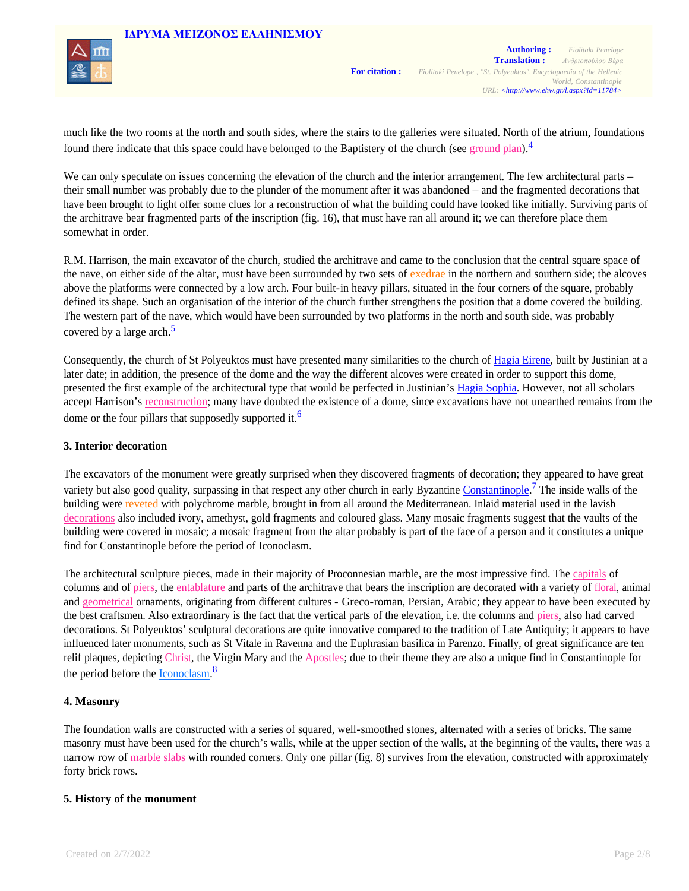much like the two rooms at the north and south sides, where the stairs to the galleries were situated. North of the atrium, foundations found there indicate that this space could have belonged to the Baptistery of the church (see ground plan).[4]

We can only speculate on issues concerning the elevation of the church and the interior arrangement. The few architectural parts – their small number was probably due to the plunder of the monument after it was abandoned – and the fragmented decorations that have been brought to light offer some clues for a reconstruction of what the building could have looked like initially. Surviving parts of the architrave bear fragmented parts of the inscription (fig. 16), that must have ran all around it; we can therefore place them somewhat in order.

R.M. Harrison, the main excavator of the church, studied the architrave and came to the conclusion that the central square space of the nave, on either side of the altar, must have been surrounded by two sets of exedrae in the northern and southern side; the alcoves above the platforms were connected by a low arch. Four built-in heavy pillars, situated in the four corners of the square, probably defined its shape. Such an organisation of the interior of the church further strengthens the position that a dome covered the building. The western part of the nave, which would have been surrounded by two platforms in the north and south side, was probably covered by a large arch.[5]

Consequently, the church of St Polyeuktos must have presented many similarities to the church of Hagia Eirene, built by Justinian at a later date; in addition, the presence of the dome and the way the different alcoves were created in order to support this dome, presented the first example of the architectural type that would be perfected in Justinian's Hagia Sophia. However, not all scholars accept Harrison's reconstruction; many have doubted the existence of a dome, since excavations have not unearthed remains from the dome or the four pillars that supposedly supported it.[6]

### 3. Interior decoration

The excavators of the monument were greatly surprised when they discovered fragments of decoration; they appeared to have great variety but also good quality, surpassing in that respect any other church in early Byzantine Constantinople.[7] The inside walls of the building were reveted with polychrome marble, brought in from all around the Mediterranean. Inlaid material used in the lavish decorations also included ivory, amethyst, gold fragments and coloured glass. Many mosaic fragments suggest that the vaults of the building were covered in mosaic; a mosaic fragment from the altar probably is part of the face of a person and it constitutes a unique find for Constantinople before the period of Iconoclasm.

The architectural sculpture pieces, made in their majority of Proconnesian marble, are the most impressive find. The capitals of columns and of piers, the entablature and parts of the architrave that bears the inscription are decorated with a variety of floral, animal and geometrical ornaments, originating from different cultures - Greco-roman, Persian, Arabic; they appear to have been executed by the best craftsmen. Also extraordinary is the fact that the vertical parts of the elevation, i.e. the columns and piers, also had carved decorations. St Polyeuktos' sculptural decorations are quite innovative compared to the tradition of Late Antiquity; it appears to have influenced later monuments, such as St Vitale in Ravenna and the Euphrasian basilica in Parenzo. Finally, of great significance are ten relif plaques, depicting Christ, the Virgin Mary and the Apostles; due to their theme they are also a unique find in Constantinople for the period before the Iconoclasm.[8]

### 4. Masonry

The foundation walls are constructed with a series of squared, well-smoothed stones, alternated with a series of bricks. The same masonry must have been used for the church's walls, while at the upper section of the walls, at the beginning of the vaults, there was a narrow row of marble slabs with rounded corners. Only one pillar (fig. 8) survives from the elevation, constructed with approximately forty brick rows.

### 5. History of the monument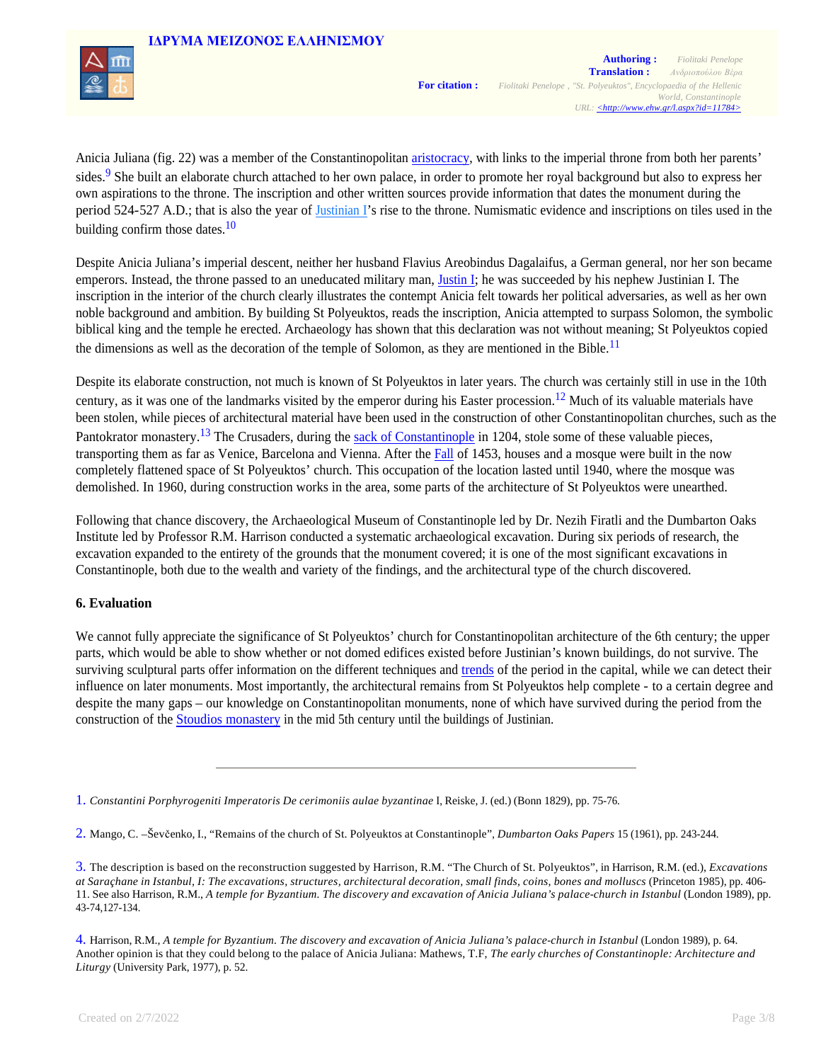Anicia Juliana (fig. 22) was a member of the Constantinopolitan aristocracy, with links to the imperial throne from both her parents' sides.[9] She built an elaborate church attached to her own palace, in order to promote her royal background but also to express her own aspirations to the throne. The inscription and other written sources provide information that dates the monument during the period 524-527 A.D.; that is also the year of Justinian I's rise to the throne. Numismatic evidence and inscriptions on tiles used in the building confirm those dates.[10]

Despite Anicia Juliana's imperial descent, neither her husband Flavius Areobindus Dagalaifus, a German general, nor her son became emperors. Instead, the throne passed to an uneducated military man, Justin I; he was succeeded by his nephew Justinian I. The inscription in the interior of the church clearly illustrates the contempt Anicia felt towards her political adversaries, as well as her own noble background and ambition. By building St Polyeuktos, reads the inscription, Anicia attempted to surpass Solomon, the symbolic biblical king and the temple he erected. Archaeology has shown that this declaration was not without meaning; St Polyeuktos copied the dimensions as well as the decoration of the temple of Solomon, as they are mentioned in the Bible.[11]

Despite its elaborate construction, not much is known of St Polyeuktos in later years. The church was certainly still in use in the 10th century, as it was one of the landmarks visited by the emperor during his Easter procession.[12] Much of its valuable materials have been stolen, while pieces of architectural material have been used in the construction of other Constantinopolitan churches, such as the Pantokrator monastery.[13] The Crusaders, during the sack of Constantinople in 1204, stole some of these valuable pieces, transporting them as far as Venice, Barcelona and Vienna. After the Fall of 1453, houses and a mosque were built in the now completely flattened space of St Polyeuktos' church. This occupation of the location lasted until 1940, where the mosque was demolished. In 1960, during construction works in the area, some parts of the architecture of St Polyeuktos were unearthed.

Following that chance discovery, the Archaeological Museum of Constantinople led by Dr. Nezih Firatli and the Dumbarton Oaks Institute led by Professor R.M. Harrison conducted a systematic archaeological excavation. During six periods of research, the excavation expanded to the entirety of the grounds that the monument covered; it is one of the most significant excavations in Constantinople, both due to the wealth and variety of the findings, and the architectural type of the church discovered.

## 6. Evaluation

We cannot fully appreciate the significance of St Polyeuktos' church for Constantinopolitan architecture of the 6th century; the upper parts, which would be able to show whether or not domed edifices existed before Justinian's known buildings, do not survive. The surviving sculptural parts offer information on the different techniques and trends of the period in the capital, while we can detect their influence on later monuments. Most importantly, the architectural remains from St Polyeuktos help complete - to a certain degree and despite the many gaps – our knowledge on Constantinopolitan monuments, none of which have survived during the period from the construction of the Stoudios monastery in the mid 5th century until the buildings of Justinian.

---

1. *Constantini Porphyrogeniti Imperatoris De cerimoniis aulae byzantinae* I, Reiske, J. (ed.) (Bonn 1829), pp. 75-76.

2. Mango, C. –Ševčenko, I., "Remains of the church of St. Polyeuktos at Constantinople", *Dumbarton Oaks Papers* 15 (1961), pp. 243-244.

3. The description is based on the reconstruction suggested by Harrison, R.M. "The Church of St. Polyeuktos", in Harrison, R.M. (ed.), *Excavations at Saraçhane in Istanbul, I: The excavations, structures, architectural decoration, small finds, coins, bones and molluscs* (Princeton 1985), pp. 406-11. See also Harrison, R.M., *A temple for Byzantium. The discovery and excavation of Anicia Juliana's palace-church in Istanbul* (London 1989), pp. 43-74,127-134.

4. Harrison, R.M., *A temple for Byzantium. The discovery and excavation of Anicia Juliana's palace-church in Istanbul* (London 1989), p. 64. Another opinion is that they could belong to the palace of Anicia Juliana: Mathews, T.F, *The early churches of Constantinople: Architecture and Liturgy* (University Park, 1977), p. 52.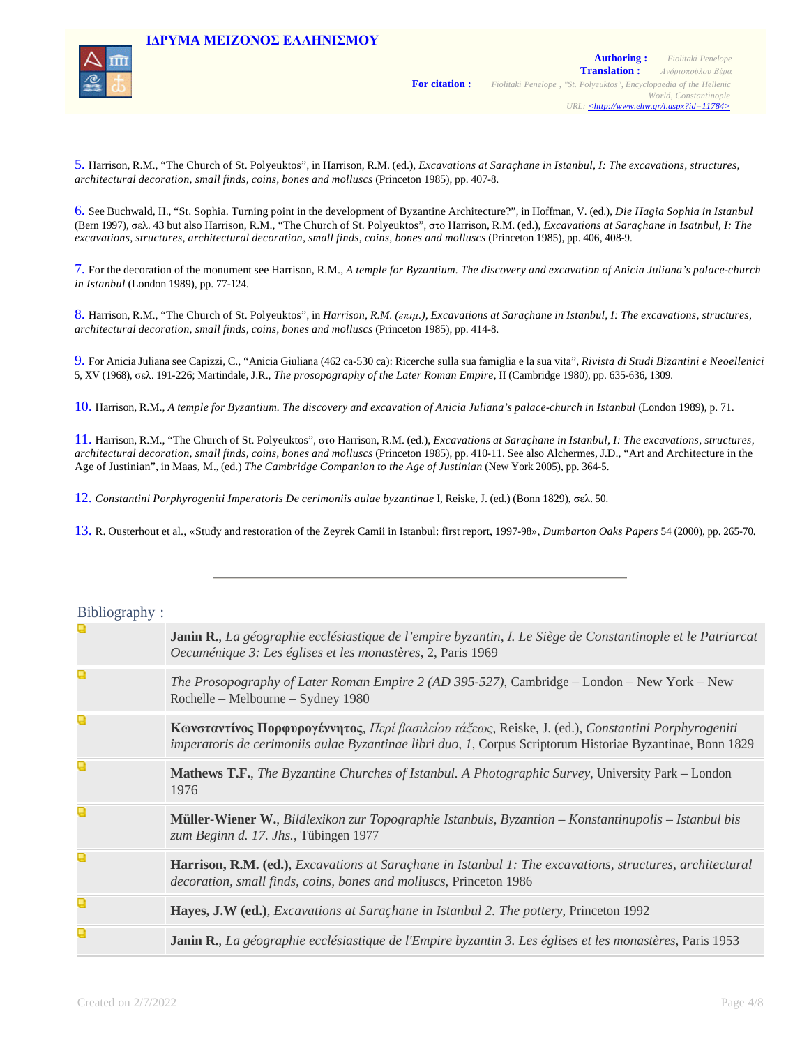5. Harrison, R.M., “The Church of St. Polyeuktos”, in Harrison, R.M. (ed.), *Excavations at Saraçhane in Istanbul, I: The excavations, structures, architectural decoration, small finds, coins, bones and molluscs* (Princeton 1985), pp. 407-8.

6. See Buchwald, H., “St. Sophia. Turning point in the development of Byzantine Architecture?”, in Hoffman, V. (ed.), *Die Hagia Sophia in Istanbul* (Bern 1997), σελ. 43 but also Harrison, R.M., “The Church of St. Polyeuktos”, στο Harrison, R.M. (ed.), *Excavations at Saraçhane in Isatnbul, I: The excavations, structures, architectural decoration, small finds, coins, bones and molluscs* (Princeton 1985), pp. 406, 408-9.

7. For the decoration of the monument see Harrison, R.M., *A temple for Byzantium. The discovery and excavation of Anicia Juliana’s palace-church in Istanbul* (London 1989), pp. 77-124.

8. Harrison, R.M., “The Church of St. Polyeuktos”, in *Harrison, R.M. (επιμ.), Excavations at Saraçhane in Istanbul, I: The excavations, structures, architectural decoration, small finds, coins, bones and molluscs* (Princeton 1985), pp. 414-8.

9. For Anicia Juliana see Capizzi, C., “Anicia Giuliana (462 ca-530 ca): Ricerche sulla sua famiglia e la sua vita”, *Rivista di Studi Bizantini e Neoellenici* 5, XV (1968), σελ. 191-226; Martindale, J.R., *The prosopography of the Later Roman Empire*, II (Cambridge 1980), pp. 635-636, 1309.

10. Harrison, R.M., *A temple for Byzantium. The discovery and excavation of Anicia Juliana’s palace-church in Istanbul* (London 1989), p. 71.

11. Harrison, R.M., “The Church of St. Polyeuktos”, στο Harrison, R.M. (ed.), *Excavations at Saraçhane in Istanbul, I: The excavations, structures, architectural decoration, small finds, coins, bones and molluscs* (Princeton 1985), pp. 410-11. See also Alchermes, J.D., “Art and Architecture in the Age of Justinian”, in Maas, M., (ed.) *The Cambridge Companion to the Age of Justinian* (New York 2005), pp. 364-5.

12. *Constantini Porphyrogeniti Imperatoris De cerimoniis aulae byzantinae* I, Reiske, J. (ed.) (Bonn 1829), σελ. 50.

13. R. Ousterhout et al., «Study and restoration of the Zeyrek Camii in Istanbul: first report, 1997-98», *Dumbarton Oaks Papers* 54 (2000), pp. 265-70.

---

## Bibliography :

- **Janin R.**, *La géographie ecclésiastique de l’empire byzantin, I. Le Siège de Constantinople et le Patriarcat Oecuménique 3: Les églises et les monastères*, 2, Paris 1969
- *The Prosopography of Later Roman Empire 2 (AD 395-527)*, Cambridge – London – New York – New Rochelle – Melbourne – Sydney 1980
- **Κωνσταντίνος Πορφυρογέννητος**, *Περί βασιλείου τάξεως*, Reiske, J. (ed.), *Constantini Porphyrogeniti imperatoris de cerimoniis aulae Byzantinae libri duo, 1*, Corpus Scriptorum Historiae Byzantinae, Bonn 1829
- **Mathews T.F.**, *The Byzantine Churches of Istanbul. A Photographic Survey*, University Park – London 1976
- **Müller-Wiener W.**, *Bildlexikon zur Topographie Istanbuls, Byzantion – Konstantinupolis – Istanbul bis zum Beginn d. 17. Jhs.*, Tübingen 1977
- **Harrison, R.M. (ed.)**, *Excavations at Saraçhane in Istanbul 1: The excavations, structures, architectural decoration, small finds, coins, bones and molluscs*, Princeton 1986
- **Hayes, J.W (ed.)**, *Excavations at Saraçhane in Istanbul 2. The pottery*, Princeton 1992
- **Janin R.**, *La géographie ecclésiastique de l'Empire byzantin 3. Les églises et les monastères*, Paris 1953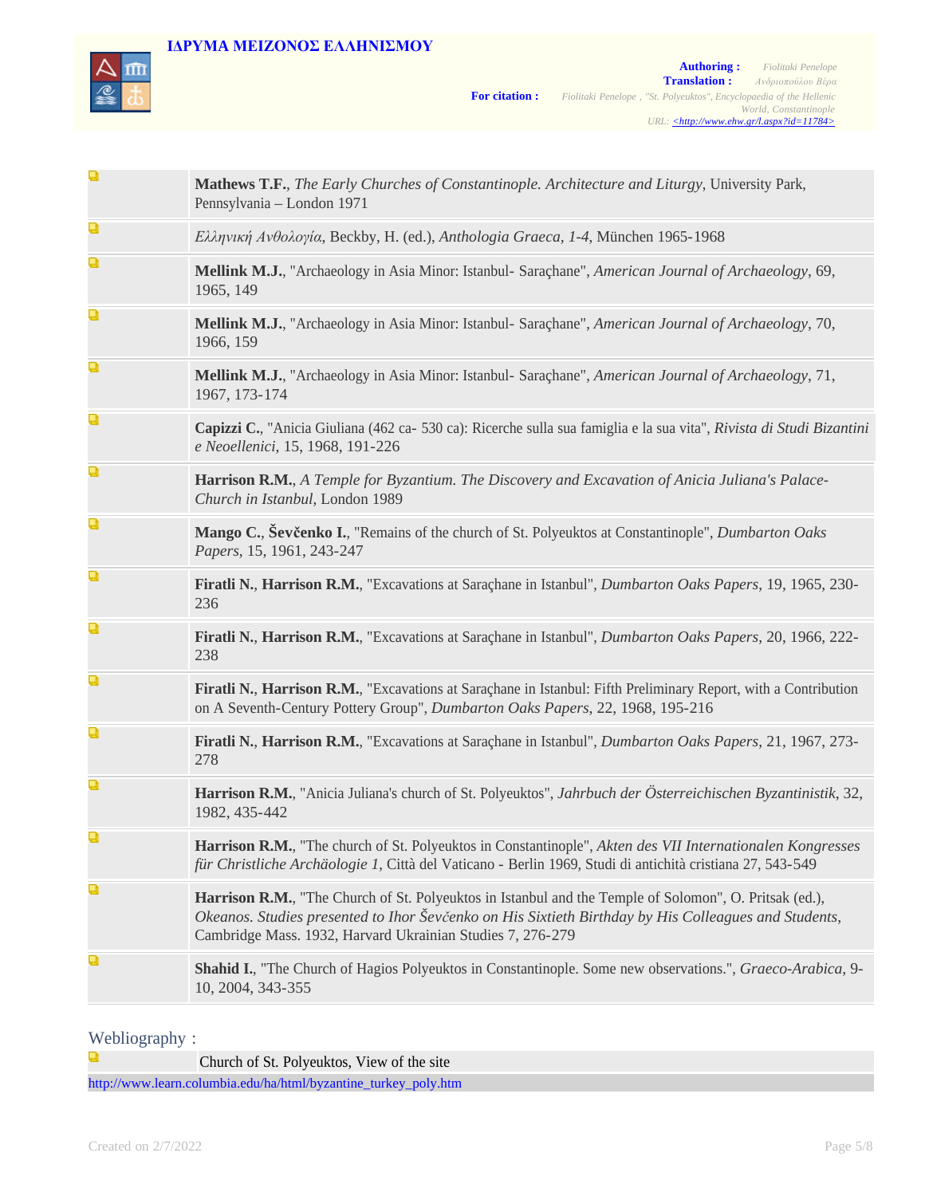- **Mathews T.F.**, *The Early Churches of Constantinople. Architecture and Liturgy*, University Park, Pennsylvania – London 1971
- *Ελληνική Ανθολογία*, Beckby, H. (ed.), *Anthologia Graeca, 1-4*, München 1965-1968
- **Mellink M.J.**, "Archaeology in Asia Minor: Istanbul- Saraçhane", *American Journal of Archaeology*, 69, 1965, 149
- **Mellink M.J.**, "Archaeology in Asia Minor: Istanbul- Saraçhane", *American Journal of Archaeology*, 70, 1966, 159
- **Mellink M.J.**, "Archaeology in Asia Minor: Istanbul- Saraçhane", *American Journal of Archaeology*, 71, 1967, 173-174
- **Capizzi C.**, "Anicia Giuliana (462 ca- 530 ca): Ricerche sulla sua famiglia e la sua vita", *Rivista di Studi Bizantini e Neoellenici*, 15, 1968, 191-226
- **Harrison R.M.**, *A Temple for Byzantium. The Discovery and Excavation of Anicia Juliana's Palace-Church in Istanbul*, London 1989
- **Mango C.**, **Ševčenko I.**, "Remains of the church of St. Polyeuktos at Constantinople", *Dumbarton Oaks Papers*, 15, 1961, 243-247
- **Firatli N.**, **Harrison R.M.**, "Excavations at Saraçhane in Istanbul", *Dumbarton Oaks Papers*, 19, 1965, 230-236
- **Firatli N.**, **Harrison R.M.**, "Excavations at Saraçhane in Istanbul", *Dumbarton Oaks Papers*, 20, 1966, 222-238
- **Firatli N.**, **Harrison R.M.**, "Excavations at Saraçhane in Istanbul: Fifth Preliminary Report, with a Contribution on A Seventh-Century Pottery Group", *Dumbarton Oaks Papers*, 22, 1968, 195-216
- **Firatli N.**, **Harrison R.M.**, "Excavations at Saraçhane in Istanbul", *Dumbarton Oaks Papers*, 21, 1967, 273-278
- **Harrison R.M.**, "Anicia Juliana's church of St. Polyeuktos", *Jahrbuch der Österreichischen Byzantinistik*, 32, 1982, 435-442
- **Harrison R.M.**, "The church of St. Polyeuktos in Constantinople", *Akten des VII Internationalen Kongresses für Christliche Archäologie 1*, Città del Vaticano - Berlin 1969, Studi di antichità cristiana 27, 543-549
- **Harrison R.M.**, "The Church of St. Polyeuktos in Istanbul and the Temple of Solomon", O. Pritsak (ed.), *Okeanos. Studies presented to Ihor Ševčenko on His Sixtieth Birthday by His Colleagues and Students*, Cambridge Mass. 1932, Harvard Ukrainian Studies 7, 276-279
- **Shahid I.**, "The Church of Hagios Polyeuktos in Constantinople. Some new observations.", *Graeco-Arabica*, 9-10, 2004, 343-355

## Webliography :

- Church of St. Polyeuktos, View of the site
  http://www.learn.columbia.edu/ha/html/byzantine_turkey_poly.htm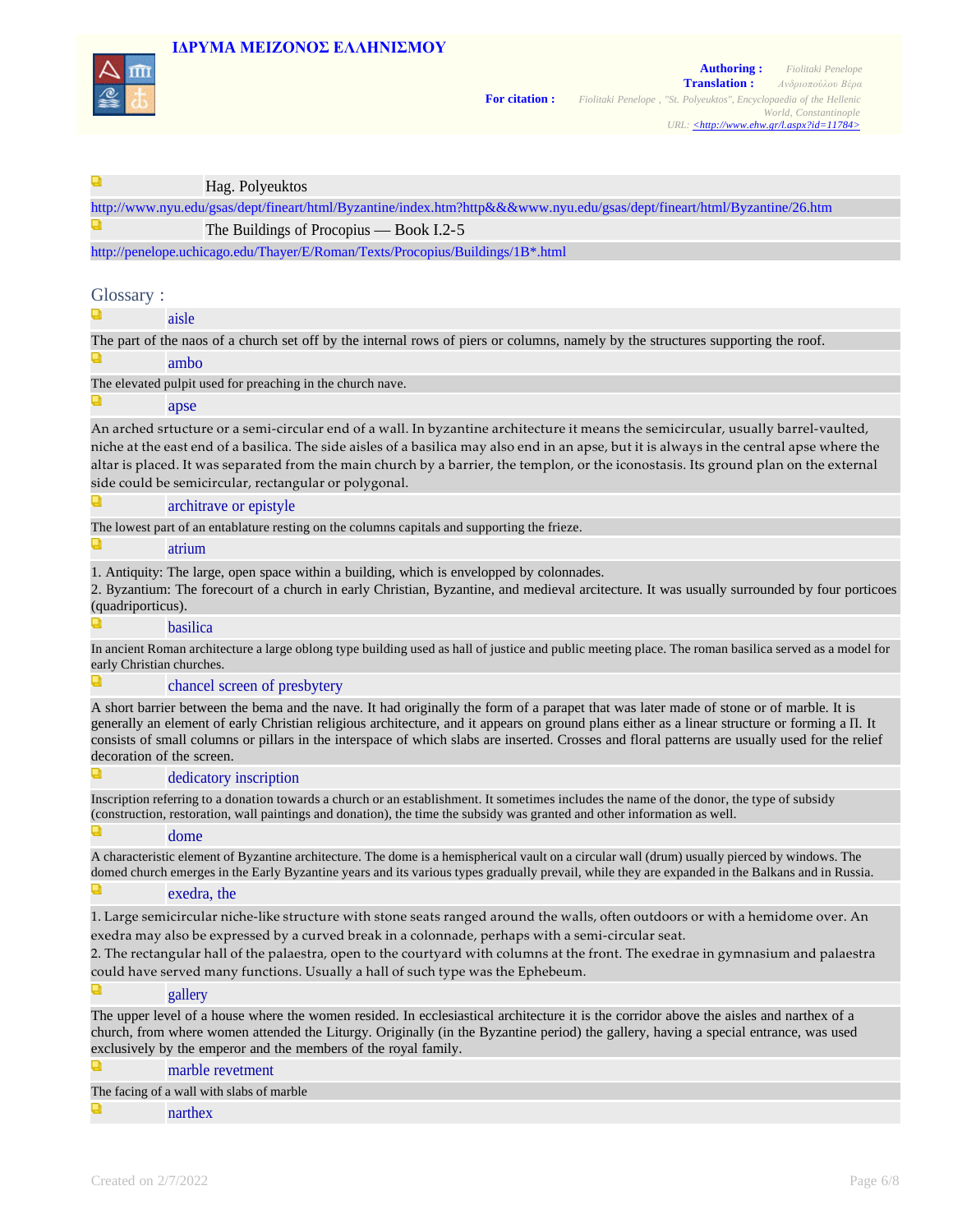Hag. Polyeuktos

http://www.nyu.edu/gsas/dept/fineart/html/Byzantine/index.htm?http&&&www.nyu.edu/gsas/dept/fineart/html/Byzantine/26.htm

The Buildings of Procopius — Book I.2-5

http://penelope.uchicago.edu/Thayer/E/Roman/Texts/Procopius/Buildings/1B*.html

## Glossary :

**aisle**

The part of the naos of a church set off by the internal rows of piers or columns, namely by the structures supporting the roof.

**ambo**

The elevated pulpit used for preaching in the church nave.

**apse**

An arched srtucture or a semi-circular end of a wall. In byzantine architecture it means the semicircular, usually barrel-vaulted, niche at the east end of a basilica. The side aisles of a basilica may also end in an apse, but it is always in the central apse where the altar is placed. It was separated from the main church by a barrier, the templon, or the iconostasis. Its ground plan on the external side could be semicircular, rectangular or polygonal.

**architrave or epistyle**

The lowest part of an entablature resting on the columns capitals and supporting the frieze.

**atrium**

1. Antiquity: The large, open space within a building, which is envelopped by colonnades.
2. Byzantium: The forecourt of a church in early Christian, Byzantine, and medieval arcitecture. It was usually surrounded by four porticoes (quadriporticus).

**basilica**

In ancient Roman architecture a large oblong type building used as hall of justice and public meeting place. The roman basilica served as a model for early Christian churches.

**chancel screen of presbytery**

A short barrier between the bema and the nave. It had originally the form of a parapet that was later made of stone or of marble. It is generally an element of early Christian religious architecture, and it appears on ground plans either as a linear structure or forming a Π. It consists of small columns or pillars in the interspace of which slabs are inserted. Crosses and floral patterns are usually used for the relief decoration of the screen.

**dedicatory inscription**

Inscription referring to a donation towards a church or an establishment. It sometimes includes the name of the donor, the type of subsidy (construction, restoration, wall paintings and donation), the time the subsidy was granted and other information as well.

**dome**

A characteristic element of Byzantine architecture. The dome is a hemispherical vault on a circular wall (drum) usually pierced by windows. The domed church emerges in the Early Byzantine years and its various types gradually prevail, while they are expanded in the Balkans and in Russia.

**exedra, the**

1. Large semicircular niche-like structure with stone seats ranged around the walls, often outdoors or with a hemidome over. An exedra may also be expressed by a curved break in a colonnade, perhaps with a semi-circular seat.
2. The rectangular hall of the palaestra, open to the courtyard with columns at the front. The exedrae in gymnasium and palaestra could have served many functions. Usually a hall of such type was the Ephebeum.

**gallery**

The upper level of a house where the women resided. In ecclesiastical architecture it is the corridor above the aisles and narthex of a church, from where women attended the Liturgy. Originally (in the Byzantine period) the gallery, having a special entrance, was used exclusively by the emperor and the members of the royal family.

**marble revetment**

The facing of a wall with slabs of marble

**narthex**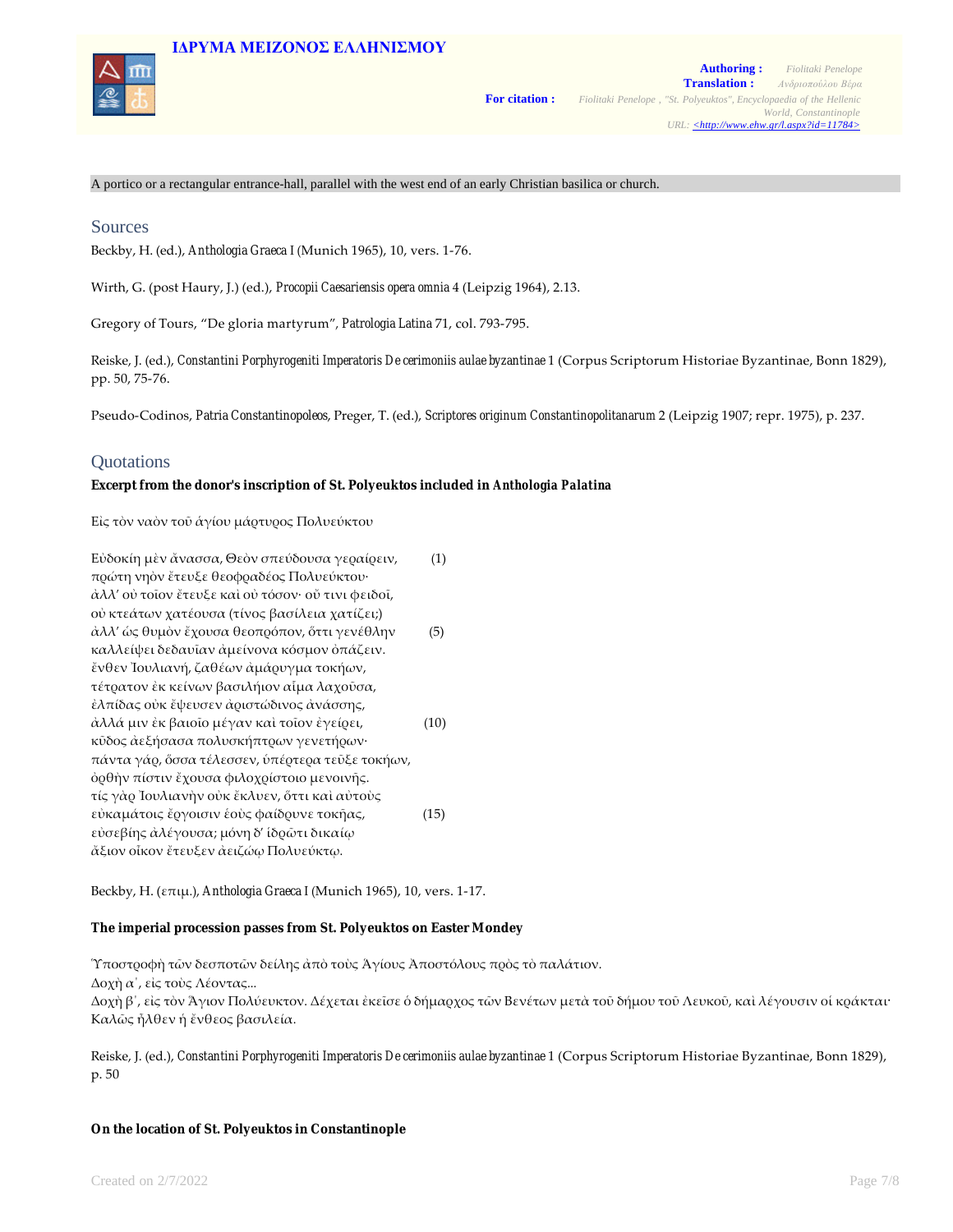A portico or a rectangular entrance-hall, parallel with the west end of an early Christian basilica or church.

## Sources

Beckby, H. (ed.), *Anthologia Graeca* I (Munich 1965), 10, vers. 1-76.

Wirth, G. (post Haury, J.) (ed.), *Procopii Caesariensis opera omnia* 4 (Leipzig 1964), 2.13.

Gregory of Tours, “De gloria martyrum”, *Patrologia Latina* 71, col. 793-795.

Reiske, J. (ed.), *Constantini Porphyrogeniti Imperatoris De cerimoniis aulae byzantinae* 1 (Corpus Scriptorum Historiae Byzantinae, Bonn 1829), pp. 50, 75-76.

Pseudo-Codinos, *Patria Constantinopoleos*, Preger, T. (ed.), *Scriptores originum Constantinopolitanarum* 2 (Leipzig 1907; repr. 1975), p. 237.

## Quotations

**Excerpt from the donor's inscription of St. Polyeuktos included in *Anthologia Palatina***

Εἰς τὸν ναὸν τοῦ ἁγίου μάρτυρος Πολυεύκτου

Εὐδοκίη μὲν ἄνασσα, Θεὸν σπεύδουσα γεραίρειν, (1)
πρώτη νηὸν ἔτευξε θεοφραδέος Πολυεύκτου·
ἀλλ' οὐ τοῖον ἔτευξε καὶ οὐ τόσον· οὔ τινι φειδοῖ,
οὐ κτεάτων χατέουσα (τίνος βασίλεια χατίζει;)
ἀλλ' ὡς θυμὸν ἔχουσα θεοπρόπον, ὅττι γενέθλην (5)
καλλείψει δεδαυῖαν ἀμείνονα κόσμον ὀπάζειν.
ἔνθεν Ἰουλιανή, ζαθέων ἀμάρυγμα τοκήων,
τέτρατον ἐκ κείνων βασιλήιον αἷμα λαχοῦσα,
ἐλπίδας οὐκ ἔψευσεν ἀριστώδινος ἀνάσσης,
ἀλλά μιν ἐκ βαιοῖο μέγαν καὶ τοῖον ἐγείρει, (10)
κῦδος ἀεξήσασα πολυσκήπτρων γενετήρων·
πάντα γάρ, ὅσσα τέλεσσεν, ὑπέρτερα τεῦξε τοκήων,
ὀρθὴν πίστιν ἔχουσα φιλοχρίστοιο μενοινῆς.
τίς γὰρ Ἰουλιανὴν οὐκ ἔκλυεν, ὅττι καὶ αὐτοὺς
εὐκαμάτοις ἔργοισιν ἑοὺς φαίδρυνε τοκῆας, (15)
εὐσεβίης ἀλέγουσα; μόνη δ' ἱδρῶτι δικαίῳ
ἄξιον οἶκον ἔτευξεν ἀειζώῳ Πολυεύκτῳ.

Beckby, H. (επιμ.), *Anthologia Graeca* I (Munich 1965), 10, vers. 1-17.

**The imperial procession passes from St. Polyeuktos on Easter Mondey**

Ὑποστροφὴ τῶν δεσποτῶν δείλης ἀπὸ τοὺς Ἁγίους Ἀποστόλους πρὸς τὸ παλάτιον.
Δοχὴ α΄, εἰς τοὺς Λέοντας...
Δοχὴ β΄, εἰς τὸν Ἅγιον Πολύευκτον. Δέχεται ἐκεῖσε ὁ δήμαρχος τῶν Βενέτων μετὰ τοῦ δήμου τοῦ Λευκοῦ, καὶ λέγουσιν οἱ κράκται· Καλῶς ἦλθεν ἡ ἔνθεος βασιλεία.

Reiske, J. (ed.), *Constantini Porphyrogeniti Imperatoris De cerimoniis aulae byzantinae* 1 (Corpus Scriptorum Historiae Byzantinae, Bonn 1829), p. 50

**On the location of St. Polyeuktos in Constantinople**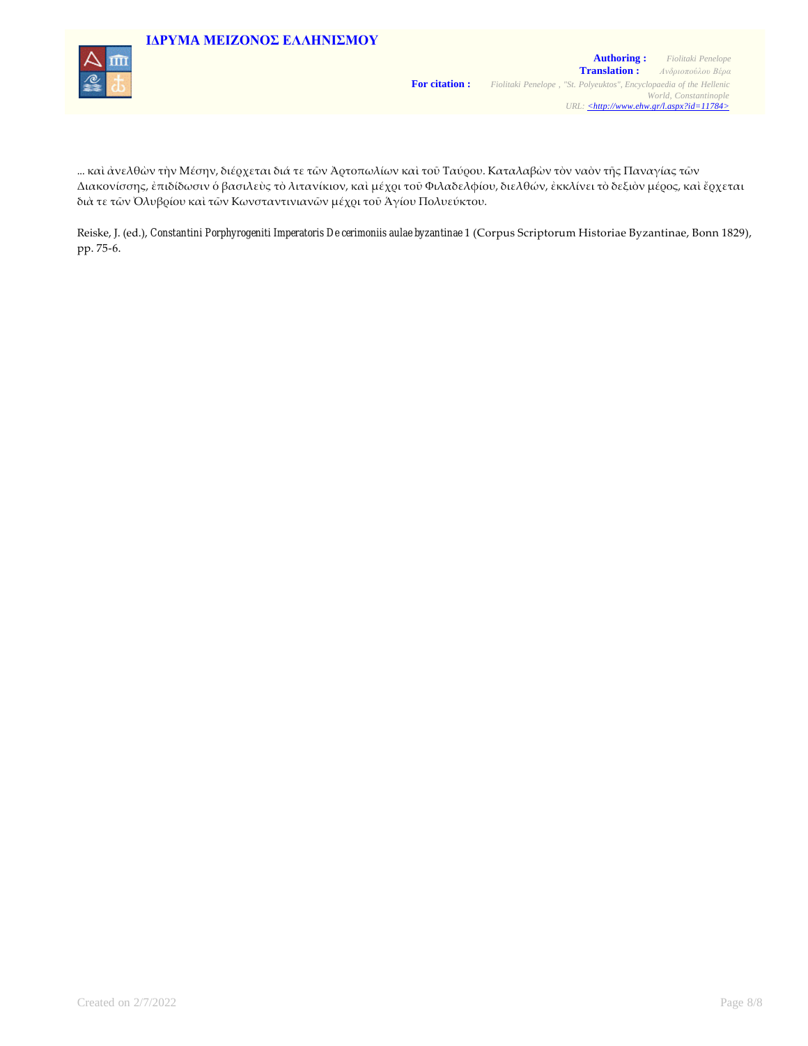… καὶ ἀνελθὼν τὴν Μέσην, διέρχεται διά τε τῶν Ἀρτοπωλίων καὶ τοῦ Ταύρου. Καταλαβὼν τὸν ναὸν τῆς Παναγίας τῶν Διακονίσσης, ἐπιδίδωσιν ὁ βασιλεὺς τὸ λιτανίκιον, καὶ μέχρι τοῦ Φιλαδελφίου, διελθών, ἐκκλίνει τὸ δεξιὸν μέρος, καὶ ἔρχεται διὰ τε τῶν Ὀλυβρίου καὶ τῶν Κωνσταντινιανῶν μέχρι τοῦ Ἁγίου Πολυεύκτου.

Reiske, J. (ed.), *Constantini Porphyrogeniti Imperatoris De cerimoniis aulae byzantinae* 1 (Corpus Scriptorum Historiae Byzantinae, Bonn 1829), pp. 75-6.